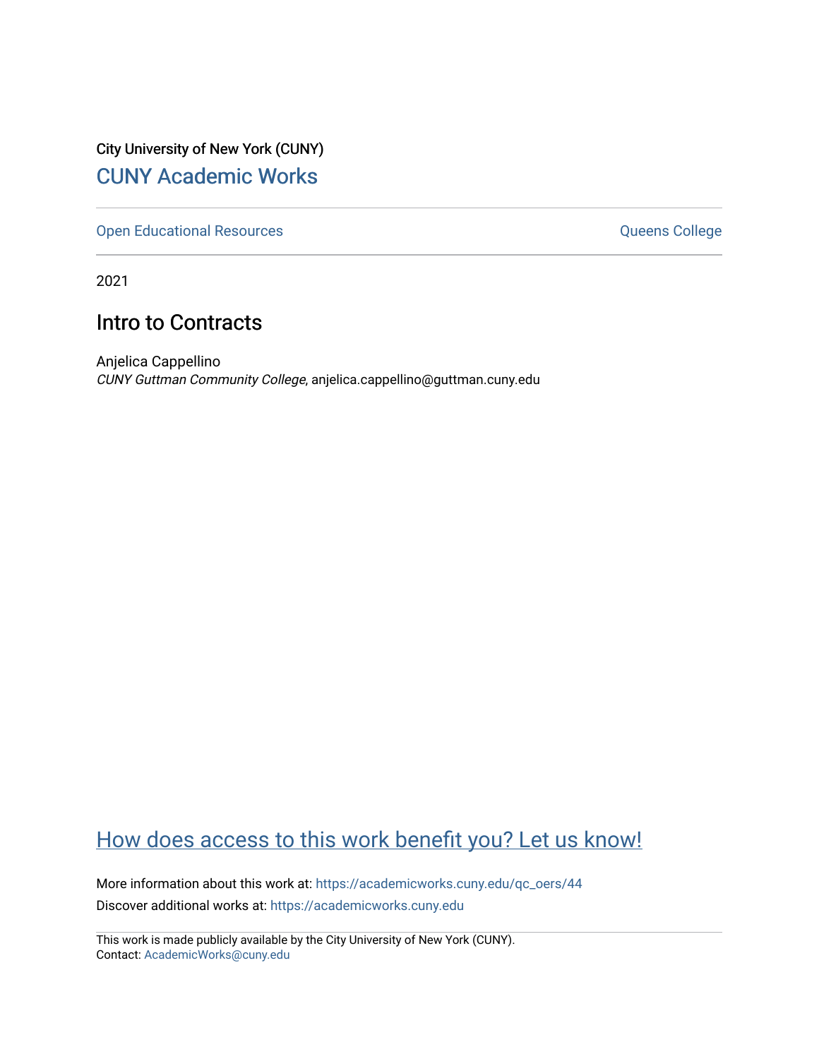City University of New York (CUNY)

CUNY Academic Works

Open Educational Resources

Queens College

2021

# Intro to Contracts

Anjelica Cappellino
*CUNY Guttman Community College*, anjelica.cappellino@guttman.cuny.edu

How does access to this work benefit you? Let us know!

More information about this work at: https://academicworks.cuny.edu/qc_oers/44

Discover additional works at: https://academicworks.cuny.edu

This work is made publicly available by the City University of New York (CUNY).
Contact: AcademicWorks@cuny.edu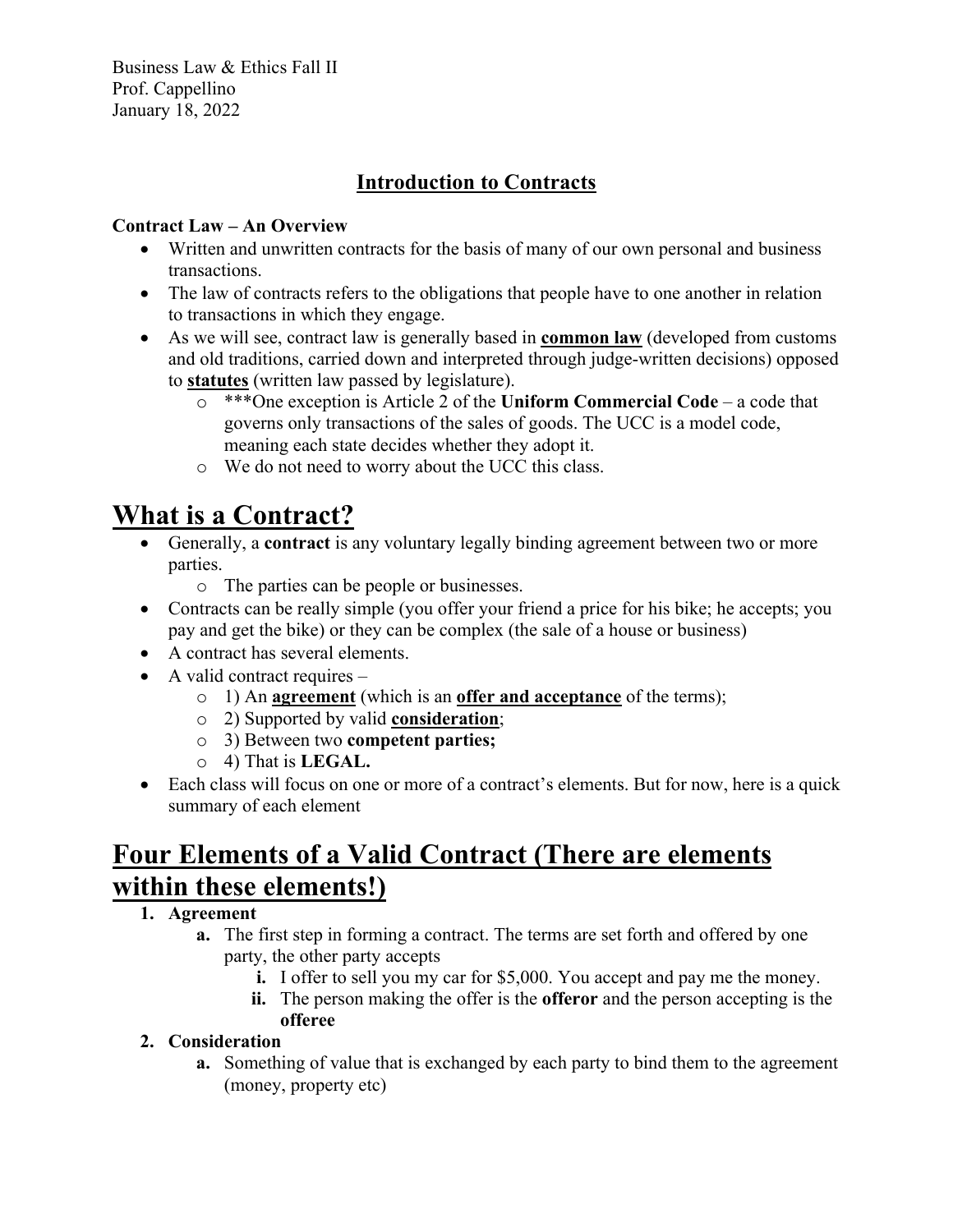Business Law & Ethics Fall II
Prof. Cappellino
January 18, 2022

## <u>Introduction to Contracts</u>

**Contract Law – An Overview**

- Written and unwritten contracts for the basis of many of our own personal and business transactions.
- The law of contracts refers to the obligations that people have to one another in relation to transactions in which they engage.
- As we will see, contract law is generally based in **<u>common law</u>** (developed from customs and old traditions, carried down and interpreted through judge-written decisions) opposed to **<u>statutes</u>** (written law passed by legislature).
  - ***One exception is Article 2 of the **Uniform Commercial Code** – a code that governs only transactions of the sales of goods. The UCC is a model code, meaning each state decides whether they adopt it.
  - We do not need to worry about the UCC this class.

# <u>What is a Contract?</u>

- Generally, a **contract** is any voluntary legally binding agreement between two or more parties.
  - The parties can be people or businesses.
- Contracts can be really simple (you offer your friend a price for his bike; he accepts; you pay and get the bike) or they can be complex (the sale of a house or business)
- A contract has several elements.
- A valid contract requires –
  - 1) An **<u>agreement</u>** (which is an **<u>offer and acceptance</u>** of the terms);
  - 2) Supported by valid **<u>consideration</u>**;
  - 3) Between two **competent parties;**
  - 4) That is **LEGAL.**
- Each class will focus on one or more of a contract's elements. But for now, here is a quick summary of each element

# <u>Four Elements of a Valid Contract (There are elements within these elements!)</u>

1. **Agreement**
   a. The first step in forming a contract. The terms are set forth and offered by one party, the other party accepts
      i. I offer to sell you my car for $5,000. You accept and pay me the money.
      ii. The person making the offer is the **offeror** and the person accepting is the **offeree**
2. **Consideration**
   a. Something of value that is exchanged by each party to bind them to the agreement (money, property etc)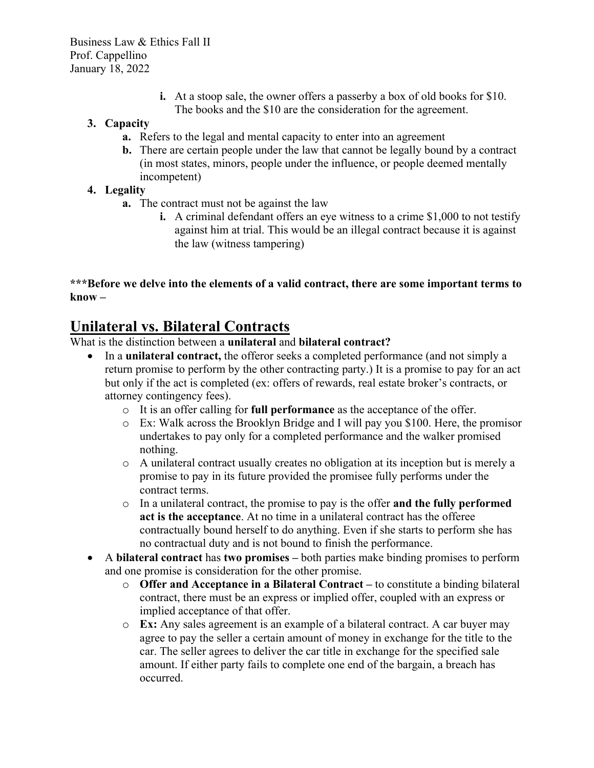- **i.** At a stoop sale, the owner offers a passerby a box of old books for $10. The books and the $10 are the consideration for the agreement.

**3. Capacity**

- **a.** Refers to the legal and mental capacity to enter into an agreement
- **b.** There are certain people under the law that cannot be legally bound by a contract (in most states, minors, people under the influence, or people deemed mentally incompetent)

**4. Legality**

- **a.** The contract must not be against the law
  - **i.** A criminal defendant offers an eye witness to a crime $1,000 to not testify against him at trial. This would be an illegal contract because it is against the law (witness tampering)

**\*\*\*Before we delve into the elements of a valid contract, there are some important terms to know –**

## Unilateral vs. Bilateral Contracts

What is the distinction between a **unilateral** and **bilateral contract?**

- In a **unilateral contract,** the offeror seeks a completed performance (and not simply a return promise to perform by the other contracting party.) It is a promise to pay for an act but only if the act is completed (ex: offers of rewards, real estate broker's contracts, or attorney contingency fees).
  - It is an offer calling for **full performance** as the acceptance of the offer.
  - Ex: Walk across the Brooklyn Bridge and I will pay you $100. Here, the promisor undertakes to pay only for a completed performance and the walker promised nothing.
  - A unilateral contract usually creates no obligation at its inception but is merely a promise to pay in its future provided the promisee fully performs under the contract terms.
  - In a unilateral contract, the promise to pay is the offer **and the fully performed act is the acceptance**. At no time in a unilateral contract has the offeree contractually bound herself to do anything. Even if she starts to perform she has no contractual duty and is not bound to finish the performance.
- A **bilateral contract** has **two promises –** both parties make binding promises to perform and one promise is consideration for the other promise.
  - **Offer and Acceptance in a Bilateral Contract –** to constitute a binding bilateral contract, there must be an express or implied offer, coupled with an express or implied acceptance of that offer.
  - **Ex:** Any sales agreement is an example of a bilateral contract. A car buyer may agree to pay the seller a certain amount of money in exchange for the title to the car. The seller agrees to deliver the car title in exchange for the specified sale amount. If either party fails to complete one end of the bargain, a breach has occurred.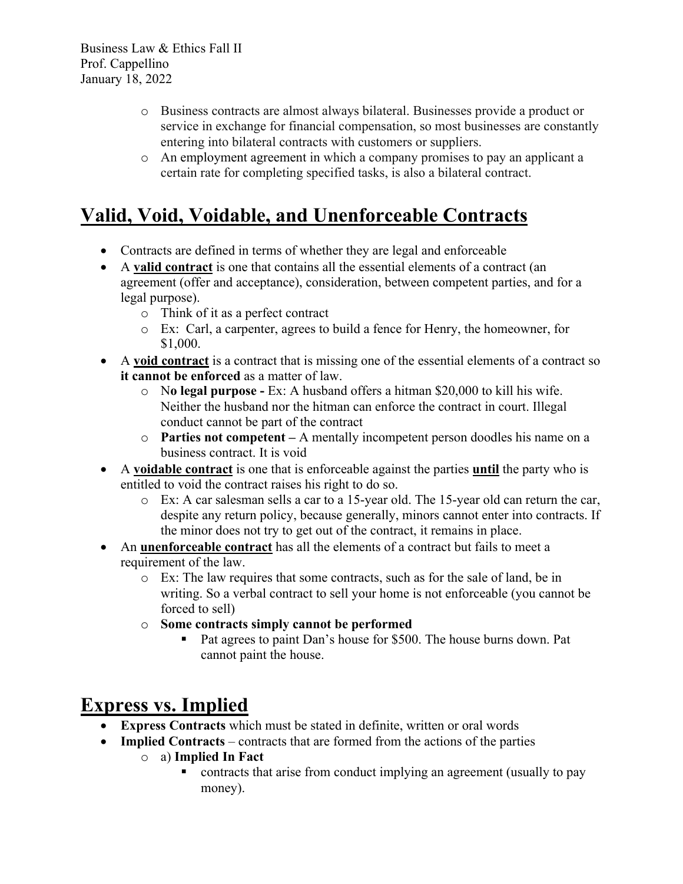- Business contracts are almost always bilateral. Businesses provide a product or service in exchange for financial compensation, so most businesses are constantly entering into bilateral contracts with customers or suppliers.
- An employment agreement in which a company promises to pay an applicant a certain rate for completing specified tasks, is also a bilateral contract.

## Valid, Void, Voidable, and Unenforceable Contracts

- Contracts are defined in terms of whether they are legal and enforceable
- A **valid contract** is one that contains all the essential elements of a contract (an agreement (offer and acceptance), consideration, between competent parties, and for a legal purpose).
  - Think of it as a perfect contract
  - Ex: Carl, a carpenter, agrees to build a fence for Henry, the homeowner, for $1,000.
- A **void contract** is a contract that is missing one of the essential elements of a contract so **it cannot be enforced** as a matter of law.
  - N**o legal purpose -** Ex: A husband offers a hitman $20,000 to kill his wife. Neither the husband nor the hitman can enforce the contract in court. Illegal conduct cannot be part of the contract
  - **Parties not competent –** A mentally incompetent person doodles his name on a business contract. It is void
- A **voidable contract** is one that is enforceable against the parties **until** the party who is entitled to void the contract raises his right to do so.
  - Ex: A car salesman sells a car to a 15-year old. The 15-year old can return the car, despite any return policy, because generally, minors cannot enter into contracts. If the minor does not try to get out of the contract, it remains in place.
- An **unenforceable contract** has all the elements of a contract but fails to meet a requirement of the law.
  - Ex: The law requires that some contracts, such as for the sale of land, be in writing. So a verbal contract to sell your home is not enforceable (you cannot be forced to sell)
  - **Some contracts simply cannot be performed**
    - Pat agrees to paint Dan's house for $500. The house burns down. Pat cannot paint the house.

## Express vs. Implied

- **Express Contracts** which must be stated in definite, written or oral words
- **Implied Contracts** – contracts that are formed from the actions of the parties
  - a) **Implied In Fact**
    - contracts that arise from conduct implying an agreement (usually to pay money).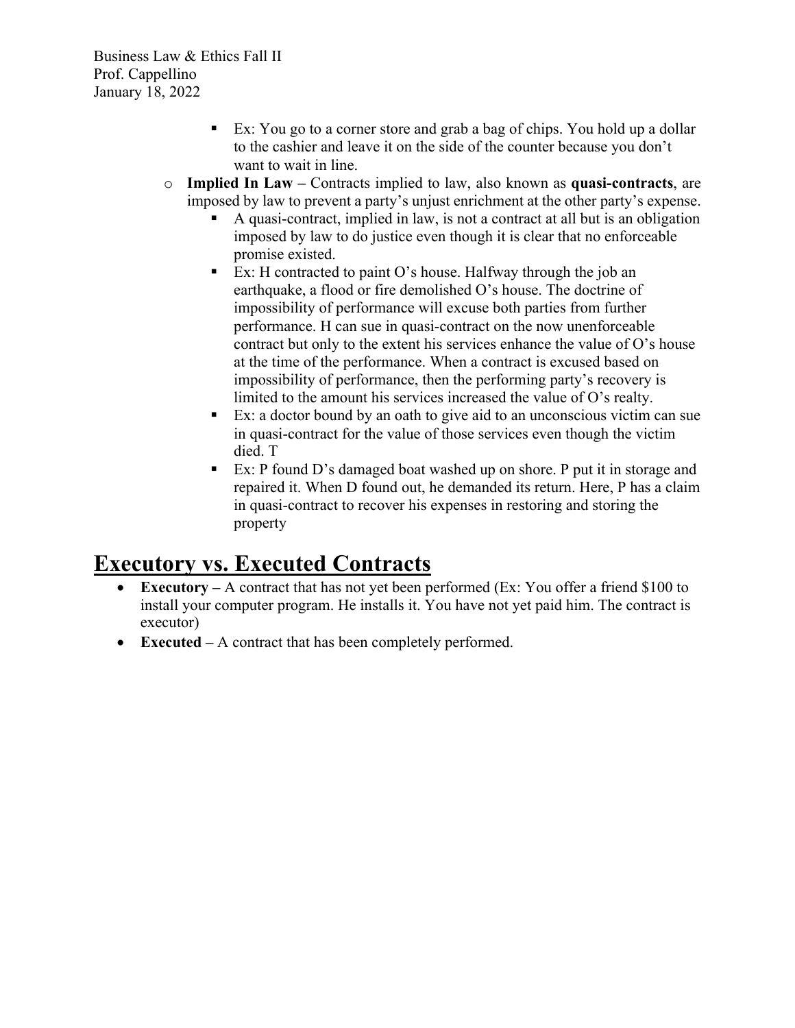- Ex: You go to a corner store and grab a bag of chips. You hold up a dollar to the cashier and leave it on the side of the counter because you don't want to wait in line.
    - **Implied In Law –** Contracts implied to law, also known as **quasi-contracts**, are imposed by law to prevent a party's unjust enrichment at the other party's expense.
        - A quasi-contract, implied in law, is not a contract at all but is an obligation imposed by law to do justice even though it is clear that no enforceable promise existed.
        - Ex: H contracted to paint O's house. Halfway through the job an earthquake, a flood or fire demolished O's house. The doctrine of impossibility of performance will excuse both parties from further performance. H can sue in quasi-contract on the now unenforceable contract but only to the extent his services enhance the value of O's house at the time of the performance. When a contract is excused based on impossibility of performance, then the performing party's recovery is limited to the amount his services increased the value of O's realty.
        - Ex: a doctor bound by an oath to give aid to an unconscious victim can sue in quasi-contract for the value of those services even though the victim died. T
        - Ex: P found D's damaged boat washed up on shore. P put it in storage and repaired it. When D found out, he demanded its return. Here, P has a claim in quasi-contract to recover his expenses in restoring and storing the property

# <u>Executory vs. Executed Contracts</u>

- **Executory –** A contract that has not yet been performed (Ex: You offer a friend $100 to install your computer program. He installs it. You have not yet paid him. The contract is executor)
- **Executed –** A contract that has been completely performed.